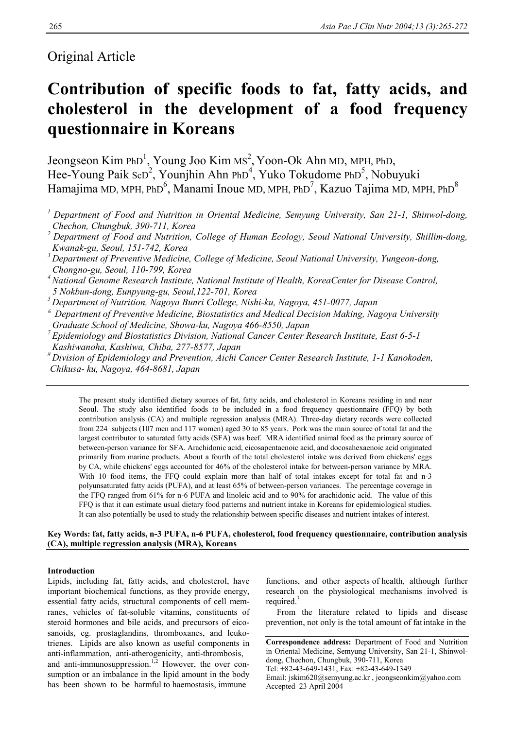Original Article

# Contribution of specific foods to fat, fatty acids, and cholesterol in the development of a food frequency questionnaire in Koreans

Jeongseon Kim PhD[1], Young Joo Kim MS[2], Yoon-Ok Ahn MD, MPH, PhD, Hee-Young Paik ScD[2], Younjhin Ahn PhD[4], Yuko Tokudome PhD[5], Nobuyuki Hamajima MD, MPH, PhD[6], Manami Inoue MD, MPH, PhD[7], Kazuo Tajima MD, MPH, PhD[8]

[1] *Department of Food and Nutrition in Oriental Medicine, Semyung University, San 21-1, Shinwol-dong, Chechon, Chungbuk, 390-711, Korea*
[2] *Department of Food and Nutrition, College of Human Ecology, Seoul National University, Shillim-dong, Kwanak-gu, Seoul, 151-742, Korea*
[3] *Department of Preventive Medicine, College of Medicine, Seoul National University, Yungeon-dong, Chongno-gu, Seoul, 110-799, Korea*
[4] *National Genome Research Institute, National Institute of Health, KoreaCenter for Disease Control, 5 Nokbun-dong, Eunpyung-gu, Seoul,122-701, Korea*
[5] *Department of Nutrition, Nagoya Bunri College, Nishi-ku, Nagoya, 451-0077, Japan*
[6] *Department of Preventive Medicine, Biostatistics and Medical Decision Making, Nagoya University Graduate School of Medicine, Showa-ku, Nagoya 466-8550, Japan*
[7] *Epidemiology and Biostatistics Division, National Cancer Center Research Institute, East 6-5-1 Kashiwanoha, Kashiwa, Chiba, 277-8577, Japan*
[8] *Division of Epidemiology and Prevention, Aichi Cancer Center Research Institute, 1-1 Kanokoden, Chikusa- ku, Nagoya, 464-8681, Japan*

The present study identified dietary sources of fat, fatty acids, and cholesterol in Koreans residing in and near Seoul. The study also identified foods to be included in a food frequency questionnaire (FFQ) by both contribution analysis (CA) and multiple regression analysis (MRA). Three-day dietary records were collected from 224 subjects (107 men and 117 women) aged 30 to 85 years. Pork was the main source of total fat and the largest contributor to saturated fatty acids (SFA) was beef. MRA identified animal food as the primary source of between-person variance for SFA. Arachidonic acid, eicosapentaenoic acid, and docosahexaenoic acid originated primarily from marine products. About a fourth of the total cholesterol intake was derived from chickens' eggs by CA, while chickens' eggs accounted for 46% of the cholesterol intake for between-person variance by MRA. With 10 food items, the FFQ could explain more than half of total intakes except for total fat and n-3 polyunsaturated fatty acids (PUFA), and at least 65% of between-person variances. The percentage coverage in the FFQ ranged from 61% for n-6 PUFA and linoleic acid and to 90% for arachidonic acid. The value of this FFQ is that it can estimate usual dietary food patterns and nutrient intake in Koreans for epidemiological studies. It can also potentially be used to study the relationship between specific diseases and nutrient intakes of interest.

**Key Words: fat, fatty acids, n-3 PUFA, n-6 PUFA, cholesterol, food frequency questionnaire, contribution analysis (CA), multiple regression analysis (MRA), Koreans**

## Introduction

Lipids, including fat, fatty acids, and cholesterol, have important biochemical functions, as they provide energy, essential fatty acids, structural components of cell membranes, vehicles of fat-soluble vitamins, constituents of steroid hormones and bile acids, and precursors of eicosanoids, eg. prostaglandins, thromboxanes, and leukotrienes. Lipids are also known as useful components in anti-inflammation, anti-atherogenicity, anti-thrombosis, and anti-immunosuppression.[1,2] However, the over consumption or an imbalance in the lipid amount in the body has been shown to be harmful to haemostasis, immune functions, and other aspects of health, although further research on the physiological mechanisms involved is required.[3]

From the literature related to lipids and disease prevention, not only is the total amount of fat intake in the

**Correspondence address:** Department of Food and Nutrition in Oriental Medicine, Semyung University, San 21-1, Shinwol-dong, Chechon, Chungbuk, 390-711, Korea
Tel: +82-43-649-1431; Fax: +82-43-649-1349
Email: jskim620@semyung.ac.kr , jeongseonkim@yahoo.com
Accepted 23 April 2004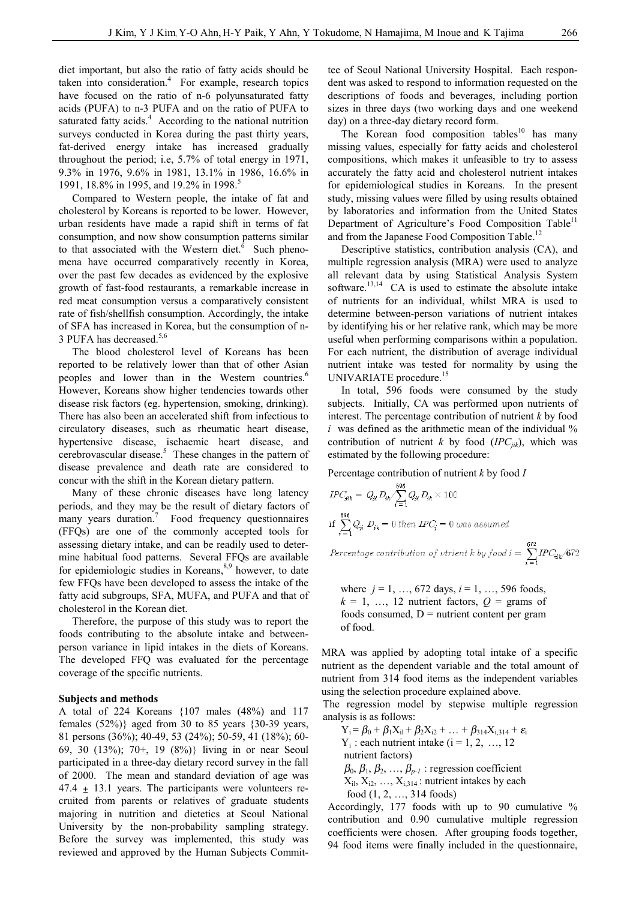diet important, but also the ratio of fatty acids should be taken into consideration.[4] For example, research topics have focused on the ratio of n-6 polyunsaturated fatty acids (PUFA) to n-3 PUFA and on the ratio of PUFA to saturated fatty acids.[4] According to the national nutrition surveys conducted in Korea during the past thirty years, fat-derived energy intake has increased gradually throughout the period; i.e, 5.7% of total energy in 1971, 9.3% in 1976, 9.6% in 1981, 13.1% in 1986, 16.6% in 1991, 18.8% in 1995, and 19.2% in 1998.[5]

Compared to Western people, the intake of fat and cholesterol by Koreans is reported to be lower. However, urban residents have made a rapid shift in terms of fat consumption, and now show consumption patterns similar to that associated with the Western diet.[6] Such phenomena have occurred comparatively recently in Korea, over the past few decades as evidenced by the explosive growth of fast-food restaurants, a remarkable increase in red meat consumption versus a comparatively consistent rate of fish/shellfish consumption. Accordingly, the intake of SFA has increased in Korea, but the consumption of n-3 PUFA has decreased.[5,6]

The blood cholesterol level of Koreans has been reported to be relatively lower than that of other Asian peoples and lower than in the Western countries.[6] However, Koreans show higher tendencies towards other disease risk factors (eg. hypertension, smoking, drinking). There has also been an accelerated shift from infectious to circulatory diseases, such as rheumatic heart disease, hypertensive disease, ischaemic heart disease, and cerebrovascular disease.[5] These changes in the pattern of disease prevalence and death rate are considered to concur with the shift in the Korean dietary pattern.

Many of these chronic diseases have long latency periods, and they may be the result of dietary factors of many years duration.[7] Food frequency questionnaires (FFQs) are one of the commonly accepted tools for assessing dietary intake, and can be readily used to determine habitual food patterns. Several FFQs are available for epidemiologic studies in Koreans,[8,9] however, to date few FFQs have been developed to assess the intake of the fatty acid subgroups, SFA, MUFA, and PUFA and that of cholesterol in the Korean diet.

Therefore, the purpose of this study was to report the foods contributing to the absolute intake and between-person variance in lipid intakes in the diets of Koreans. The developed FFQ was evaluated for the percentage coverage of the specific nutrients.

**Subjects and methods**

A total of 224 Koreans {107 males (48%) and 117 females (52%)} aged from 30 to 85 years {30-39 years, 81 persons (36%); 40-49, 53 (24%); 50-59, 41 (18%); 60-69, 30 (13%); 70+, 19 (8%)} living in or near Seoul participated in a three-day dietary record survey in the fall of 2000. The mean and standard deviation of age was 47.4 ± 13.1 years. The participants were volunteers recruited from parents or relatives of graduate students majoring in nutrition and dietetics at Seoul National University by the non-probability sampling strategy. Before the survey was implemented, this study was reviewed and approved by the Human Subjects Committee of Seoul National University Hospital. Each respondent was asked to respond to information requested on the descriptions of foods and beverages, including portion sizes in three days (two working days and one weekend day) on a three-day dietary record form.

The Korean food composition tables[10] has many missing values, especially for fatty acids and cholesterol compositions, which makes it unfeasible to try to assess accurately the fatty acid and cholesterol nutrient intakes for epidemiological studies in Koreans. In the present study, missing values were filled by using results obtained by laboratories and information from the United States Department of Agriculture's Food Composition Table[11] and from the Japanese Food Composition Table.[12]

Descriptive statistics, contribution analysis (CA), and multiple regression analysis (MRA) were used to analyze all relevant data by using Statistical Analysis System software.[13,14] CA is used to estimate the absolute intake of nutrients for an individual, whilst MRA is used to determine between-person variations of nutrient intakes by identifying his or her relative rank, which may be more useful when performing comparisons within a population. For each nutrient, the distribution of average individual nutrient intake was tested for normality by using the UNIVARIATE procedure.[15]

In total, 596 foods were consumed by the study subjects. Initially, CA was performed upon nutrients of interest. The percentage contribution of nutrient *k* by food *i* was defined as the arithmetic mean of the individual % contribution of nutrient *k* by food ($IPC_{jik}$), which was estimated by the following procedure:

Percentage contribution of nutrient *k* by food *I*

$$IPC_{jik} = Q_{ji}\,D_{ik} \Big/ \sum_{i=1}^{596} Q_{ji}\,D_{ik} \times 100$$

$$\text{if } \sum_{i=1}^{596} Q_{ji}\,D_{ik} = 0 \text{ then } IPC_{j} = 0 \text{ was assumed}$$

$$\text{Percentage contribution of utrient } k \text{ by food } i = \sum_{i=1}^{672} IPC_{jik} / 672$$

where $j$ = 1, …, 672 days, $i$ = 1, …, 596 foods, $k$ = 1, …, 12 nutrient factors, $Q$ = grams of foods consumed, D = nutrient content per gram of food.

MRA was applied by adopting total intake of a specific nutrient as the dependent variable and the total amount of nutrient from 314 food items as the independent variables using the selection procedure explained above.

The regression model by stepwise multiple regression analysis is as follows:

$$Y_i = \beta_0 + \beta_1 X_{il} + \beta_2 X_{i2} + \ldots + \beta_{314} X_{i,314} + \varepsilon_i$$

$Y_i$ : each nutrient intake (i = 1, 2, …, 12 nutrient factors)

$\beta_0, \beta_1, \beta_2, \ldots, \beta_{p-1}$ : regression coefficient

$X_{il}, X_{i2}, \ldots, X_{i,314}$ : nutrient intakes by each food (1, 2, …, 314 foods)

Accordingly, 177 foods with up to 90 cumulative % contribution and 0.90 cumulative multiple regression coefficients were chosen. After grouping foods together, 94 food items were finally included in the questionnaire,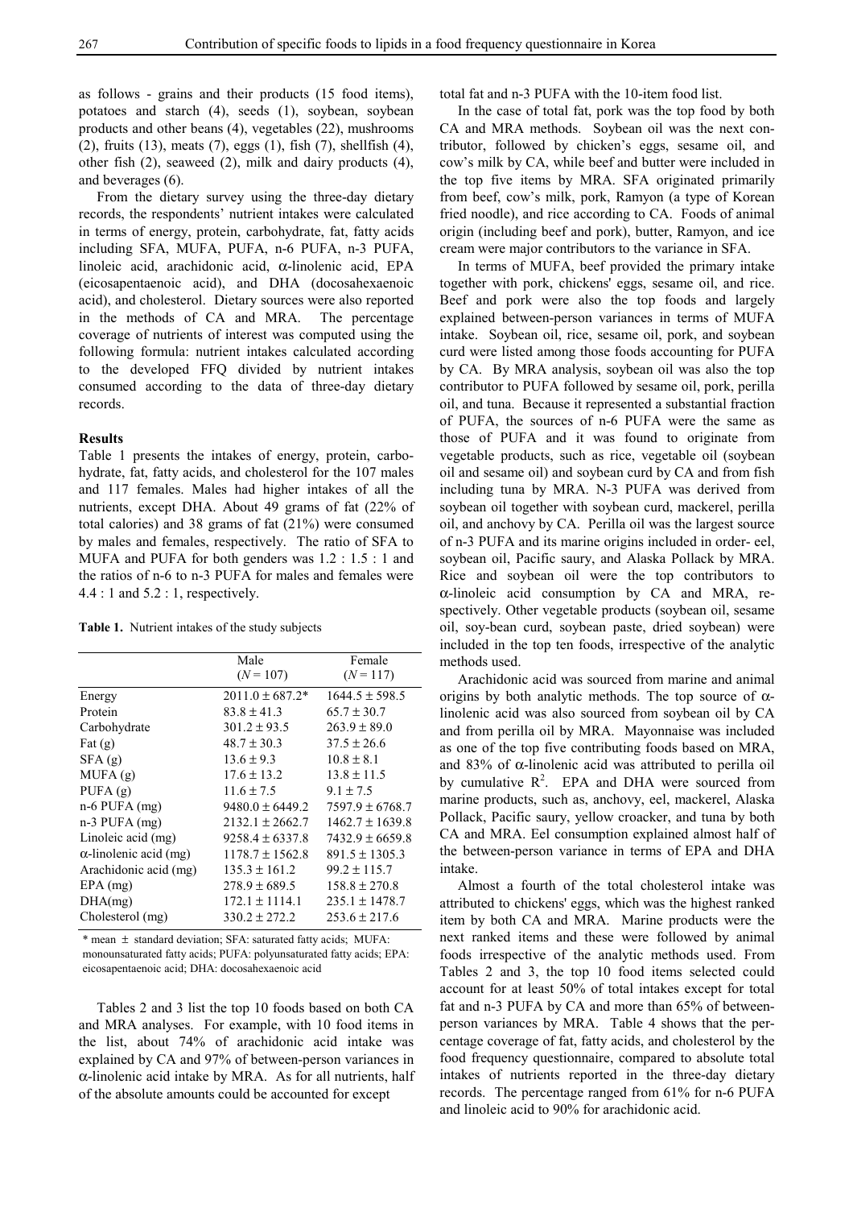as follows - grains and their products (15 food items), potatoes and starch (4), seeds (1), soybean, soybean products and other beans (4), vegetables (22), mushrooms (2), fruits (13), meats (7), eggs (1), fish (7), shellfish (4), other fish (2), seaweed (2), milk and dairy products (4), and beverages (6).

From the dietary survey using the three-day dietary records, the respondents' nutrient intakes were calculated in terms of energy, protein, carbohydrate, fat, fatty acids including SFA, MUFA, PUFA, n-6 PUFA, n-3 PUFA, linoleic acid, arachidonic acid, α-linolenic acid, EPA (eicosapentaenoic acid), and DHA (docosahexaenoic acid), and cholesterol. Dietary sources were also reported in the methods of CA and MRA. The percentage coverage of nutrients of interest was computed using the following formula: nutrient intakes calculated according to the developed FFQ divided by nutrient intakes consumed according to the data of three-day dietary records.

**Results**

Table 1 presents the intakes of energy, protein, carbohydrate, fat, fatty acids, and cholesterol for the 107 males and 117 females. Males had higher intakes of all the nutrients, except DHA. About 49 grams of fat (22% of total calories) and 38 grams of fat (21%) were consumed by males and females, respectively. The ratio of SFA to MUFA and PUFA for both genders was 1.2 : 1.5 : 1 and the ratios of n-6 to n-3 PUFA for males and females were 4.4 : 1 and 5.2 : 1, respectively.

**Table 1.** Nutrient intakes of the study subjects

| | Male ($N$ = 107) | Female ($N$ = 117) |
|---|---|---|
| Energy | 2011.0 ± 687.2* | 1644.5 ± 598.5 |
| Protein | 83.8 ± 41.3 | 65.7 ± 30.7 |
| Carbohydrate | 301.2 ± 93.5 | 263.9 ± 89.0 |
| Fat (g) | 48.7 ± 30.3 | 37.5 ± 26.6 |
| SFA (g) | 13.6 ± 9.3 | 10.8 ± 8.1 |
| MUFA (g) | 17.6 ± 13.2 | 13.8 ± 11.5 |
| PUFA (g) | 11.6 ± 7.5 | 9.1 ± 7.5 |
| n-6 PUFA (mg) | 9480.0 ± 6449.2 | 7597.9 ± 6768.7 |
| n-3 PUFA (mg) | 2132.1 ± 2662.7 | 1462.7 ± 1639.8 |
| Linoleic acid (mg) | 9258.4 ± 6337.8 | 7432.9 ± 6659.8 |
| α-linolenic acid (mg) | 1178.7 ± 1562.8 | 891.5 ± 1305.3 |
| Arachidonic acid (mg) | 135.3 ± 161.2 | 99.2 ± 115.7 |
| EPA (mg) | 278.9 ± 689.5 | 158.8 ± 270.8 |
| DHA(mg) | 172.1 ± 1114.1 | 235.1 ± 1478.7 |
| Cholesterol (mg) | 330.2 ± 272.2 | 253.6 ± 217.6 |

\* mean ± standard deviation; SFA: saturated fatty acids; MUFA: monounsaturated fatty acids; PUFA: polyunsaturated fatty acids; EPA: eicosapentaenoic acid; DHA: docosahexaenoic acid

Tables 2 and 3 list the top 10 foods based on both CA and MRA analyses. For example, with 10 food items in the list, about 74% of arachidonic acid intake was explained by CA and 97% of between-person variances in α-linolenic acid intake by MRA. As for all nutrients, half of the absolute amounts could be accounted for except total fat and n-3 PUFA with the 10-item food list.

In the case of total fat, pork was the top food by both CA and MRA methods. Soybean oil was the next contributor, followed by chicken's eggs, sesame oil, and cow's milk by CA, while beef and butter were included in the top five items by MRA. SFA originated primarily from beef, cow's milk, pork, Ramyon (a type of Korean fried noodle), and rice according to CA. Foods of animal origin (including beef and pork), butter, Ramyon, and ice cream were major contributors to the variance in SFA.

In terms of MUFA, beef provided the primary intake together with pork, chickens' eggs, sesame oil, and rice. Beef and pork were also the top foods and largely explained between-person variances in terms of MUFA intake. Soybean oil, rice, sesame oil, pork, and soybean curd were listed among those foods accounting for PUFA by CA. By MRA analysis, soybean oil was also the top contributor to PUFA followed by sesame oil, pork, perilla oil, and tuna. Because it represented a substantial fraction of PUFA, the sources of n-6 PUFA were the same as those of PUFA and it was found to originate from vegetable products, such as rice, vegetable oil (soybean oil and sesame oil) and soybean curd by CA and from fish including tuna by MRA. N-3 PUFA was derived from soybean oil together with soybean curd, mackerel, perilla oil, and anchovy by CA. Perilla oil was the largest source of n-3 PUFA and its marine origins included in order- eel, soybean oil, Pacific saury, and Alaska Pollack by MRA. Rice and soybean oil were the top contributors to α-linoleic acid consumption by CA and MRA, respectively. Other vegetable products (soybean oil, sesame oil, soy-bean curd, soybean paste, dried soybean) were included in the top ten foods, irrespective of the analytic methods used.

Arachidonic acid was sourced from marine and animal origins by both analytic methods. The top source of α-linolenic acid was also sourced from soybean oil by CA and from perilla oil by MRA. Mayonnaise was included as one of the top five contributing foods based on MRA, and 83% of α-linolenic acid was attributed to perilla oil by cumulative $R^2$. EPA and DHA were sourced from marine products, such as, anchovy, eel, mackerel, Alaska Pollack, Pacific saury, yellow croacker, and tuna by both CA and MRA. Eel consumption explained almost half of the between-person variance in terms of EPA and DHA intake.

Almost a fourth of the total cholesterol intake was attributed to chickens' eggs, which was the highest ranked item by both CA and MRA. Marine products were the next ranked items and these were followed by animal foods irrespective of the analytic methods used. From Tables 2 and 3, the top 10 food items selected could account for at least 50% of total intakes except for total fat and n-3 PUFA by CA and more than 65% of between-person variances by MRA. Table 4 shows that the percentage coverage of fat, fatty acids, and cholesterol by the food frequency questionnaire, compared to absolute total intakes of nutrients reported in the three-day dietary records. The percentage ranged from 61% for n-6 PUFA and linoleic acid to 90% for arachidonic acid.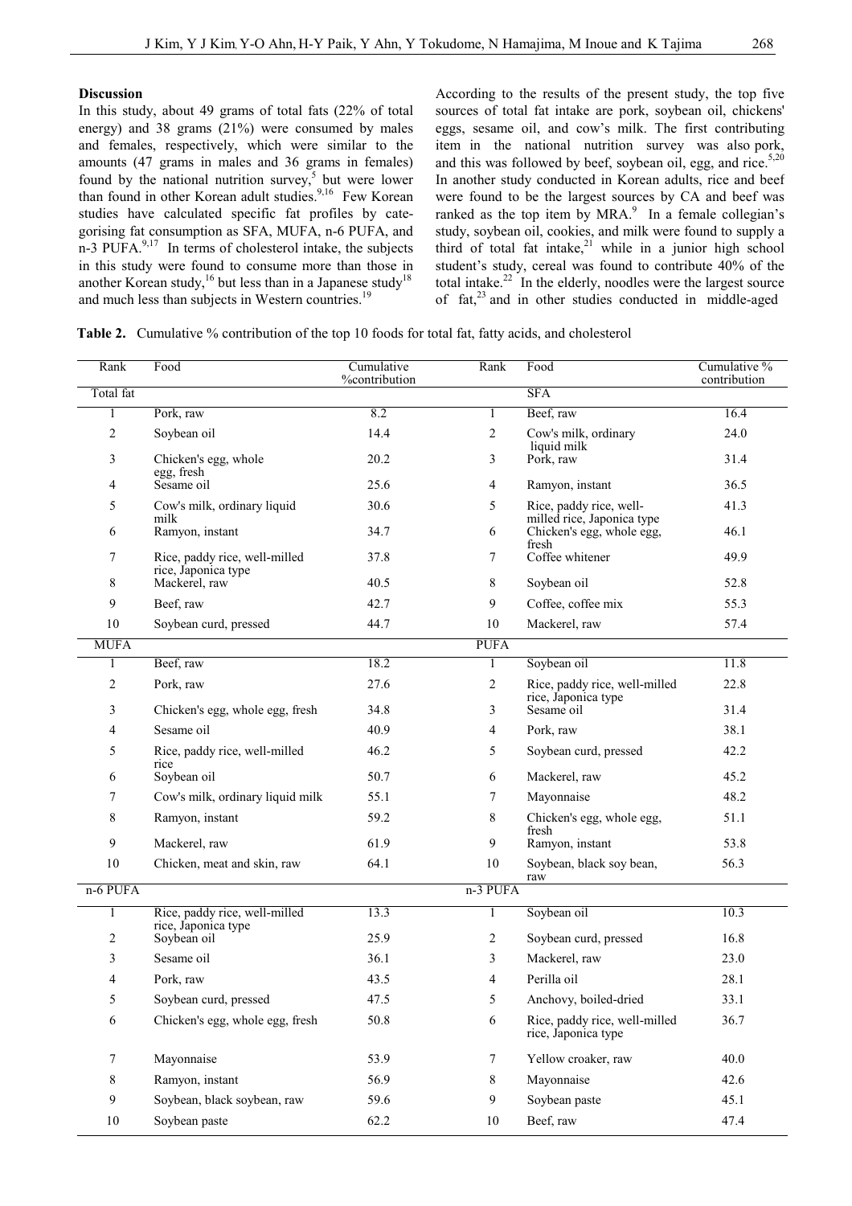### Discussion

In this study, about 49 grams of total fats (22% of total energy) and 38 grams (21%) were consumed by males and females, respectively, which were similar to the amounts (47 grams in males and 36 grams in females) found by the national nutrition survey,[5] but were lower than found in other Korean adult studies.[9,16] Few Korean studies have calculated specific fat profiles by categorising fat consumption as SFA, MUFA, n-6 PUFA, and n-3 PUFA.[9,17] In terms of cholesterol intake, the subjects in this study were found to consume more than those in another Korean study,[16] but less than in a Japanese study[18] and much less than subjects in Western countries.[19]

According to the results of the present study, the top five sources of total fat intake are pork, soybean oil, chickens' eggs, sesame oil, and cow's milk. The first contributing item in the national nutrition survey was also pork, and this was followed by beef, soybean oil, egg, and rice.[5,20] In another study conducted in Korean adults, rice and beef were found to be the largest sources by CA and beef was ranked as the top item by MRA.[9] In a female collegian's study, soybean oil, cookies, and milk were found to supply a third of total fat intake,[21] while in a junior high school student's study, cereal was found to contribute 40% of the total intake.[22] In the elderly, noodles were the largest source of fat,[23] and in other studies conducted in middle-aged

**Table 2.** Cumulative % contribution of the top 10 foods for total fat, fatty acids, and cholesterol

| Rank | Food | Cumulative %contribution | Rank | Food | Cumulative % contribution |
|---|---|---|---|---|---|
| Total fat | | | SFA | | |
| 1 | Pork, raw | 8.2 | 1 | Beef, raw | 16.4 |
| 2 | Soybean oil | 14.4 | 2 | Cow's milk, ordinary liquid milk | 24.0 |
| 3 | Chicken's egg, whole egg, fresh | 20.2 | 3 | Pork, raw | 31.4 |
| 4 | Sesame oil | 25.6 | 4 | Ramyon, instant | 36.5 |
| 5 | Cow's milk, ordinary liquid milk | 30.6 | 5 | Rice, paddy rice, well-milled rice, Japonica type | 41.3 |
| 6 | Ramyon, instant | 34.7 | 6 | Chicken's egg, whole egg, fresh | 46.1 |
| 7 | Rice, paddy rice, well-milled rice, Japonica type | 37.8 | 7 | Coffee whitener | 49.9 |
| 8 | Mackerel, raw | 40.5 | 8 | Soybean oil | 52.8 |
| 9 | Beef, raw | 42.7 | 9 | Coffee, coffee mix | 55.3 |
| 10 | Soybean curd, pressed | 44.7 | 10 | Mackerel, raw | 57.4 |
| MUFA | | | PUFA | | |
| 1 | Beef, raw | 18.2 | 1 | Soybean oil | 11.8 |
| 2 | Pork, raw | 27.6 | 2 | Rice, paddy rice, well-milled rice, Japonica type | 22.8 |
| 3 | Chicken's egg, whole egg, fresh | 34.8 | 3 | Sesame oil | 31.4 |
| 4 | Sesame oil | 40.9 | 4 | Pork, raw | 38.1 |
| 5 | Rice, paddy rice, well-milled rice | 46.2 | 5 | Soybean curd, pressed | 42.2 |
| 6 | Soybean oil | 50.7 | 6 | Mackerel, raw | 45.2 |
| 7 | Cow's milk, ordinary liquid milk | 55.1 | 7 | Mayonnaise | 48.2 |
| 8 | Ramyon, instant | 59.2 | 8 | Chicken's egg, whole egg, fresh | 51.1 |
| 9 | Mackerel, raw | 61.9 | 9 | Ramyon, instant | 53.8 |
| 10 | Chicken, meat and skin, raw | 64.1 | 10 | Soybean, black soy bean, raw | 56.3 |
| n-6 PUFA | | | n-3 PUFA | | |
| 1 | Rice, paddy rice, well-milled rice, Japonica type | 13.3 | 1 | Soybean oil | 10.3 |
| 2 | Soybean oil | 25.9 | 2 | Soybean curd, pressed | 16.8 |
| 3 | Sesame oil | 36.1 | 3 | Mackerel, raw | 23.0 |
| 4 | Pork, raw | 43.5 | 4 | Perilla oil | 28.1 |
| 5 | Soybean curd, pressed | 47.5 | 5 | Anchovy, boiled-dried | 33.1 |
| 6 | Chicken's egg, whole egg, fresh | 50.8 | 6 | Rice, paddy rice, well-milled rice, Japonica type | 36.7 |
| 7 | Mayonnaise | 53.9 | 7 | Yellow croaker, raw | 40.0 |
| 8 | Ramyon, instant | 56.9 | 8 | Mayonnaise | 42.6 |
| 9 | Soybean, black soybean, raw | 59.6 | 9 | Soybean paste | 45.1 |
| 10 | Soybean paste | 62.2 | 10 | Beef, raw | 47.4 |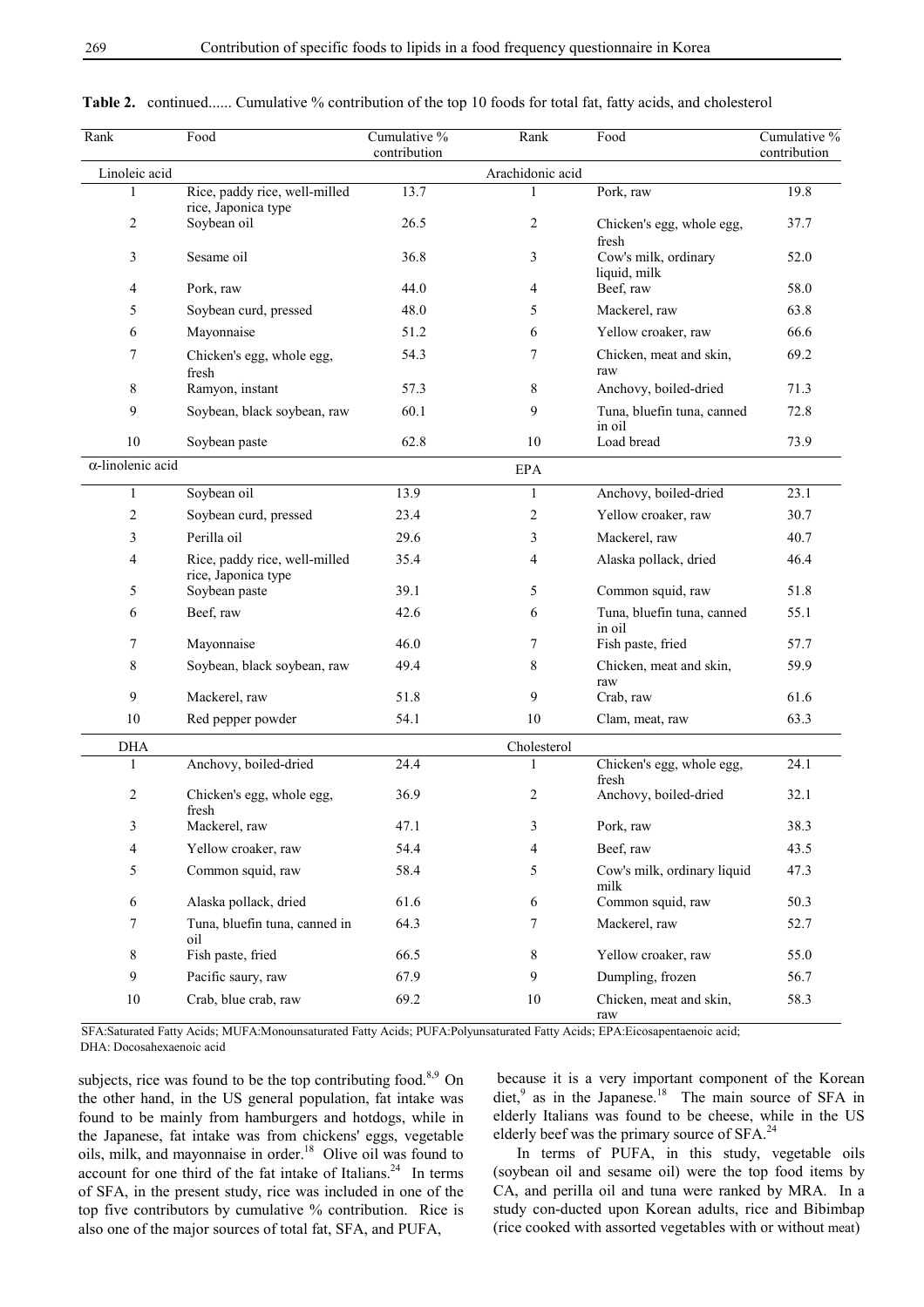**Table 2.** continued...... Cumulative % contribution of the top 10 foods for total fat, fatty acids, and cholesterol

| Rank | Food | Cumulative % contribution | Rank | Food | Cumulative % contribution |
|---|---|---|---|---|---|
| Linoleic acid | | | Arachidonic acid | | |
| 1 | Rice, paddy rice, well-milled rice, Japonica type | 13.7 | 1 | Pork, raw | 19.8 |
| 2 | Soybean oil | 26.5 | 2 | Chicken's egg, whole egg, fresh | 37.7 |
| 3 | Sesame oil | 36.8 | 3 | Cow's milk, ordinary liquid, milk | 52.0 |
| 4 | Pork, raw | 44.0 | 4 | Beef, raw | 58.0 |
| 5 | Soybean curd, pressed | 48.0 | 5 | Mackerel, raw | 63.8 |
| 6 | Mayonnaise | 51.2 | 6 | Yellow croaker, raw | 66.6 |
| 7 | Chicken's egg, whole egg, fresh | 54.3 | 7 | Chicken, meat and skin, raw | 69.2 |
| 8 | Ramyon, instant | 57.3 | 8 | Anchovy, boiled-dried | 71.3 |
| 9 | Soybean, black soybean, raw | 60.1 | 9 | Tuna, bluefin tuna, canned in oil | 72.8 |
| 10 | Soybean paste | 62.8 | 10 | Load bread | 73.9 |
| α-linolenic acid | | | EPA | | |
| 1 | Soybean oil | 13.9 | 1 | Anchovy, boiled-dried | 23.1 |
| 2 | Soybean curd, pressed | 23.4 | 2 | Yellow croaker, raw | 30.7 |
| 3 | Perilla oil | 29.6 | 3 | Mackerel, raw | 40.7 |
| 4 | Rice, paddy rice, well-milled rice, Japonica type | 35.4 | 4 | Alaska pollack, dried | 46.4 |
| 5 | Soybean paste | 39.1 | 5 | Common squid, raw | 51.8 |
| 6 | Beef, raw | 42.6 | 6 | Tuna, bluefin tuna, canned in oil | 55.1 |
| 7 | Mayonnaise | 46.0 | 7 | Fish paste, fried | 57.7 |
| 8 | Soybean, black soybean, raw | 49.4 | 8 | Chicken, meat and skin, raw | 59.9 |
| 9 | Mackerel, raw | 51.8 | 9 | Crab, raw | 61.6 |
| 10 | Red pepper powder | 54.1 | 10 | Clam, meat, raw | 63.3 |
| DHA | | | Cholesterol | | |
| 1 | Anchovy, boiled-dried | 24.4 | 1 | Chicken's egg, whole egg, fresh | 24.1 |
| 2 | Chicken's egg, whole egg, fresh | 36.9 | 2 | Anchovy, boiled-dried | 32.1 |
| 3 | Mackerel, raw | 47.1 | 3 | Pork, raw | 38.3 |
| 4 | Yellow croaker, raw | 54.4 | 4 | Beef, raw | 43.5 |
| 5 | Common squid, raw | 58.4 | 5 | Cow's milk, ordinary liquid milk | 47.3 |
| 6 | Alaska pollack, dried | 61.6 | 6 | Common squid, raw | 50.3 |
| 7 | Tuna, bluefin tuna, canned in oil | 64.3 | 7 | Mackerel, raw | 52.7 |
| 8 | Fish paste, fried | 66.5 | 8 | Yellow croaker, raw | 55.0 |
| 9 | Pacific saury, raw | 67.9 | 9 | Dumpling, frozen | 56.7 |
| 10 | Crab, blue crab, raw | 69.2 | 10 | Chicken, meat and skin, raw | 58.3 |

SFA:Saturated Fatty Acids; MUFA:Monounsaturated Fatty Acids; PUFA:Polyunsaturated Fatty Acids; EPA:Eicosapentaenoic acid; DHA: Docosahexaenoic acid

subjects, rice was found to be the top contributing food.[8,9] On the other hand, in the US general population, fat intake was found to be mainly from hamburgers and hotdogs, while in the Japanese, fat intake was from chickens' eggs, vegetable oils, milk, and mayonnaise in order.[18] Olive oil was found to account for one third of the fat intake of Italians.[24] In terms of SFA, in the present study, rice was included in one of the top five contributors by cumulative % contribution. Rice is also one of the major sources of total fat, SFA, and PUFA, because it is a very important component of the Korean diet,[9] as in the Japanese.[18] The main source of SFA in elderly Italians was found to be cheese, while in the US elderly beef was the primary source of SFA.[24]

In terms of PUFA, in this study, vegetable oils (soybean oil and sesame oil) were the top food items by CA, and perilla oil and tuna were ranked by MRA. In a study con-ducted upon Korean adults, rice and Bibimbap (rice cooked with assorted vegetables with or without meat)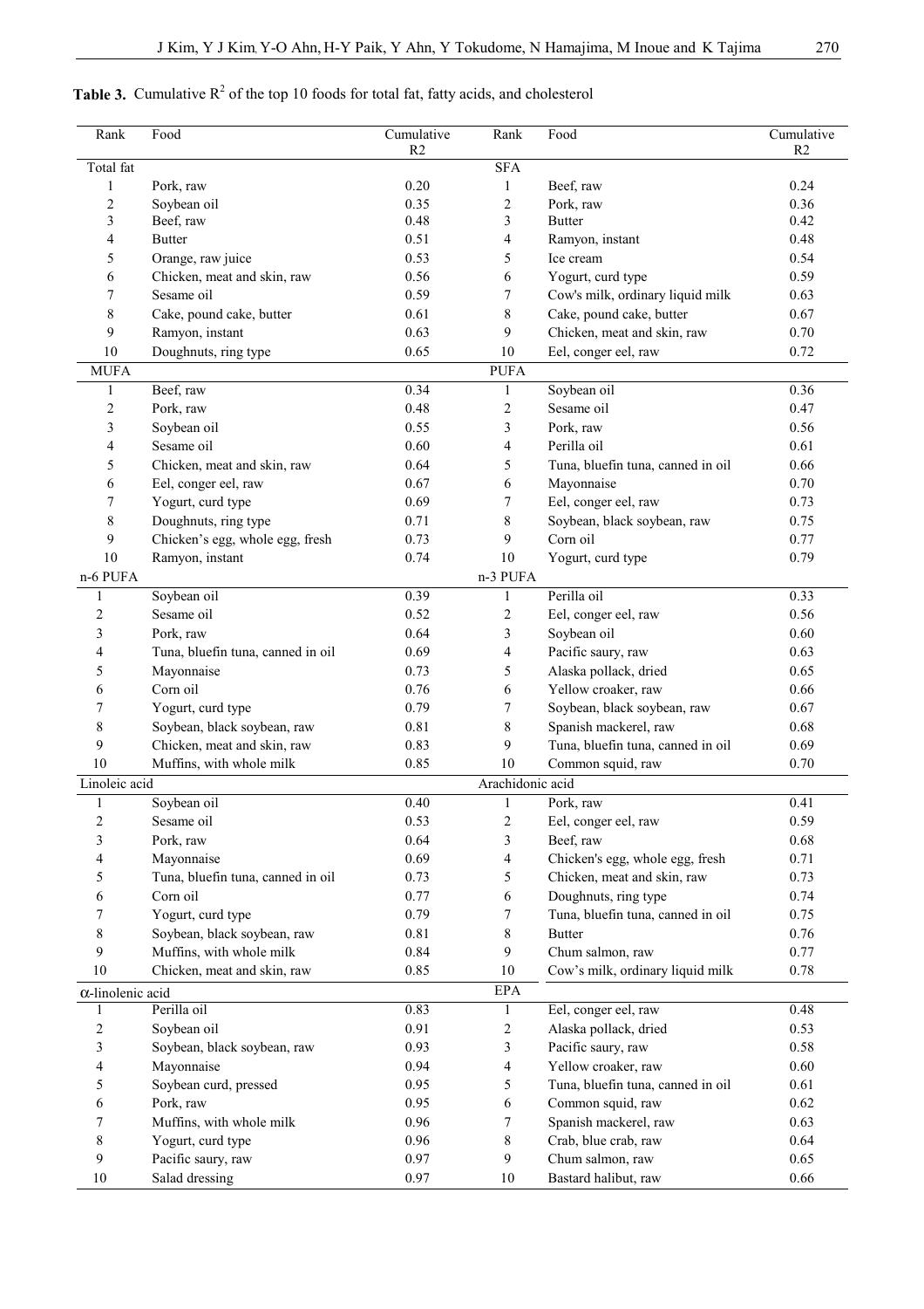**Table 3.** Cumulative $R^2$ of the top 10 foods for total fat, fatty acids, and cholesterol

| Rank | Food | Cumulative R2 | Rank | Food | Cumulative R2 |
|---|---|---|---|---|---|
| Total fat | | | SFA | | |
| 1 | Pork, raw | 0.20 | 1 | Beef, raw | 0.24 |
| 2 | Soybean oil | 0.35 | 2 | Pork, raw | 0.36 |
| 3 | Beef, raw | 0.48 | 3 | Butter | 0.42 |
| 4 | Butter | 0.51 | 4 | Ramyon, instant | 0.48 |
| 5 | Orange, raw juice | 0.53 | 5 | Ice cream | 0.54 |
| 6 | Chicken, meat and skin, raw | 0.56 | 6 | Yogurt, curd type | 0.59 |
| 7 | Sesame oil | 0.59 | 7 | Cow's milk, ordinary liquid milk | 0.63 |
| 8 | Cake, pound cake, butter | 0.61 | 8 | Cake, pound cake, butter | 0.67 |
| 9 | Ramyon, instant | 0.63 | 9 | Chicken, meat and skin, raw | 0.70 |
| 10 | Doughnuts, ring type | 0.65 | 10 | Eel, conger eel, raw | 0.72 |
| MUFA | | | PUFA | | |
| 1 | Beef, raw | 0.34 | 1 | Soybean oil | 0.36 |
| 2 | Pork, raw | 0.48 | 2 | Sesame oil | 0.47 |
| 3 | Soybean oil | 0.55 | 3 | Pork, raw | 0.56 |
| 4 | Sesame oil | 0.60 | 4 | Perilla oil | 0.61 |
| 5 | Chicken, meat and skin, raw | 0.64 | 5 | Tuna, bluefin tuna, canned in oil | 0.66 |
| 6 | Eel, conger eel, raw | 0.67 | 6 | Mayonnaise | 0.70 |
| 7 | Yogurt, curd type | 0.69 | 7 | Eel, conger eel, raw | 0.73 |
| 8 | Doughnuts, ring type | 0.71 | 8 | Soybean, black soybean, raw | 0.75 |
| 9 | Chicken's egg, whole egg, fresh | 0.73 | 9 | Corn oil | 0.77 |
| 10 | Ramyon, instant | 0.74 | 10 | Yogurt, curd type | 0.79 |
| n-6 PUFA | | | n-3 PUFA | | |
| 1 | Soybean oil | 0.39 | 1 | Perilla oil | 0.33 |
| 2 | Sesame oil | 0.52 | 2 | Eel, conger eel, raw | 0.56 |
| 3 | Pork, raw | 0.64 | 3 | Soybean oil | 0.60 |
| 4 | Tuna, bluefin tuna, canned in oil | 0.69 | 4 | Pacific saury, raw | 0.63 |
| 5 | Mayonnaise | 0.73 | 5 | Alaska pollack, dried | 0.65 |
| 6 | Corn oil | 0.76 | 6 | Yellow croaker, raw | 0.66 |
| 7 | Yogurt, curd type | 0.79 | 7 | Soybean, black soybean, raw | 0.67 |
| 8 | Soybean, black soybean, raw | 0.81 | 8 | Spanish mackerel, raw | 0.68 |
| 9 | Chicken, meat and skin, raw | 0.83 | 9 | Tuna, bluefin tuna, canned in oil | 0.69 |
| 10 | Muffins, with whole milk | 0.85 | 10 | Common squid, raw | 0.70 |
| Linoleic acid | | | Arachidonic acid | | |
| 1 | Soybean oil | 0.40 | 1 | Pork, raw | 0.41 |
| 2 | Sesame oil | 0.53 | 2 | Eel, conger eel, raw | 0.59 |
| 3 | Pork, raw | 0.64 | 3 | Beef, raw | 0.68 |
| 4 | Mayonnaise | 0.69 | 4 | Chicken's egg, whole egg, fresh | 0.71 |
| 5 | Tuna, bluefin tuna, canned in oil | 0.73 | 5 | Chicken, meat and skin, raw | 0.73 |
| 6 | Corn oil | 0.77 | 6 | Doughnuts, ring type | 0.74 |
| 7 | Yogurt, curd type | 0.79 | 7 | Tuna, bluefin tuna, canned in oil | 0.75 |
| 8 | Soybean, black soybean, raw | 0.81 | 8 | Butter | 0.76 |
| 9 | Muffins, with whole milk | 0.84 | 9 | Chum salmon, raw | 0.77 |
| 10 | Chicken, meat and skin, raw | 0.85 | 10 | Cow's milk, ordinary liquid milk | 0.78 |
| α-linolenic acid | | | EPA | | |
| 1 | Perilla oil | 0.83 | 1 | Eel, conger eel, raw | 0.48 |
| 2 | Soybean oil | 0.91 | 2 | Alaska pollack, dried | 0.53 |
| 3 | Soybean, black soybean, raw | 0.93 | 3 | Pacific saury, raw | 0.58 |
| 4 | Mayonnaise | 0.94 | 4 | Yellow croaker, raw | 0.60 |
| 5 | Soybean curd, pressed | 0.95 | 5 | Tuna, bluefin tuna, canned in oil | 0.61 |
| 6 | Pork, raw | 0.95 | 6 | Common squid, raw | 0.62 |
| 7 | Muffins, with whole milk | 0.96 | 7 | Spanish mackerel, raw | 0.63 |
| 8 | Yogurt, curd type | 0.96 | 8 | Crab, blue crab, raw | 0.64 |
| 9 | Pacific saury, raw | 0.97 | 9 | Chum salmon, raw | 0.65 |
| 10 | Salad dressing | 0.97 | 10 | Bastard halibut, raw | 0.66 |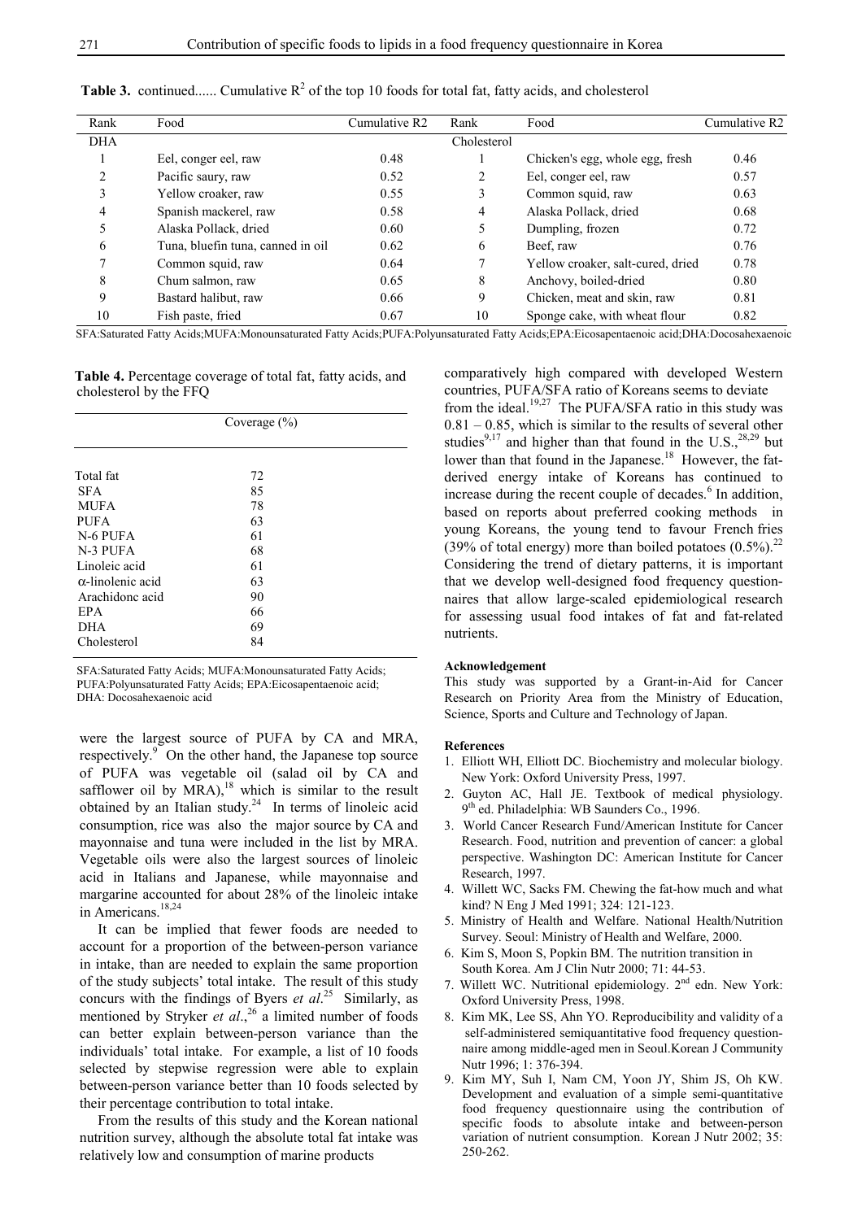**Table 3.** continued...... Cumulative $R^2$ of the top 10 foods for total fat, fatty acids, and cholesterol

| Rank | Food | Cumulative R2 | Rank | Food | Cumulative R2 |
|---|---|---|---|---|---|
| DHA | | | Cholesterol | | |
| 1 | Eel, conger eel, raw | 0.48 | 1 | Chicken's egg, whole egg, fresh | 0.46 |
| 2 | Pacific saury, raw | 0.52 | 2 | Eel, conger eel, raw | 0.57 |
| 3 | Yellow croaker, raw | 0.55 | 3 | Common squid, raw | 0.63 |
| 4 | Spanish mackerel, raw | 0.58 | 4 | Alaska Pollack, dried | 0.68 |
| 5 | Alaska Pollack, dried | 0.60 | 5 | Dumpling, frozen | 0.72 |
| 6 | Tuna, bluefin tuna, canned in oil | 0.62 | 6 | Beef, raw | 0.76 |
| 7 | Common squid, raw | 0.64 | 7 | Yellow croaker, salt-cured, dried | 0.78 |
| 8 | Chum salmon, raw | 0.65 | 8 | Anchovy, boiled-dried | 0.80 |
| 9 | Bastard halibut, raw | 0.66 | 9 | Chicken, meat and skin, raw | 0.81 |
| 10 | Fish paste, fried | 0.67 | 10 | Sponge cake, with wheat flour | 0.82 |

SFA:Saturated Fatty Acids;MUFA:Monounsaturated Fatty Acids;PUFA:Polyunsaturated Fatty Acids;EPA:Eicosapentaenoic acid;DHA:Docosahexaenoic

**Table 4.** Percentage coverage of total fat, fatty acids, and cholesterol by the FFQ

| | Coverage (%) |
|---|---|
| Total fat | 72 |
| SFA | 85 |
| MUFA | 78 |
| PUFA | 63 |
| N-6 PUFA | 61 |
| N-3 PUFA | 68 |
| Linoleic acid | 61 |
| α-linolenic acid | 63 |
| Arachidonc acid | 90 |
| EPA | 66 |
| DHA | 69 |
| Cholesterol | 84 |

SFA:Saturated Fatty Acids; MUFA:Monounsaturated Fatty Acids; PUFA:Polyunsaturated Fatty Acids; EPA:Eicosapentaenoic acid; DHA: Docosahexaenoic acid

were the largest source of PUFA by CA and MRA, respectively.[9] On the other hand, the Japanese top source of PUFA was vegetable oil (salad oil by CA and safflower oil by MRA),[18] which is similar to the result obtained by an Italian study.[24] In terms of linoleic acid consumption, rice was also the major source by CA and mayonnaise and tuna were included in the list by MRA. Vegetable oils were also the largest sources of linoleic acid in Italians and Japanese, while mayonnaise and margarine accounted for about 28% of the linoleic intake in Americans.[18,24]

It can be implied that fewer foods are needed to account for a proportion of the between-person variance in intake, than are needed to explain the same proportion of the study subjects' total intake. The result of this study concurs with the findings of Byers *et al*.[25] Similarly, as mentioned by Stryker *et al*.,[26] a limited number of foods can better explain between-person variance than the individuals' total intake. For example, a list of 10 foods selected by stepwise regression were able to explain between-person variance better than 10 foods selected by their percentage contribution to total intake.

From the results of this study and the Korean national nutrition survey, although the absolute total fat intake was relatively low and consumption of marine products comparatively high compared with developed Western countries, PUFA/SFA ratio of Koreans seems to deviate from the ideal.[19,27] The PUFA/SFA ratio in this study was 0.81 – 0.85, which is similar to the results of several other studies[9,17] and higher than that found in the U.S.,[28,29] but lower than that found in the Japanese.[18] However, the fat-derived energy intake of Koreans has continued to increase during the recent couple of decades.[6] In addition, based on reports about preferred cooking methods in young Koreans, the young tend to favour French fries (39% of total energy) more than boiled potatoes (0.5%).[22] Considering the trend of dietary patterns, it is important that we develop well-designed food frequency questionnaires that allow large-scaled epidemiological research for assessing usual food intakes of fat and fat-related nutrients.

#### Acknowledgement

This study was supported by a Grant-in-Aid for Cancer Research on Priority Area from the Ministry of Education, Science, Sports and Culture and Technology of Japan.

#### References

1. Elliott WH, Elliott DC. Biochemistry and molecular biology. New York: Oxford University Press, 1997.
2. Guyton AC, Hall JE. Textbook of medical physiology. 9th ed. Philadelphia: WB Saunders Co., 1996.
3. World Cancer Research Fund/American Institute for Cancer Research. Food, nutrition and prevention of cancer: a global perspective. Washington DC: American Institute for Cancer Research, 1997.
4. Willett WC, Sacks FM. Chewing the fat-how much and what kind? N Eng J Med 1991; 324: 121-123.
5. Ministry of Health and Welfare. National Health/Nutrition Survey. Seoul: Ministry of Health and Welfare, 2000.
6. Kim S, Moon S, Popkin BM. The nutrition transition in South Korea. Am J Clin Nutr 2000; 71: 44-53.
7. Willett WC. Nutritional epidemiology. 2nd edn. New York: Oxford University Press, 1998.
8. Kim MK, Lee SS, Ahn YO. Reproducibility and validity of a self-administered semiquantitative food frequency questionnaire among middle-aged men in Seoul.Korean J Community Nutr 1996; 1: 376-394.
9. Kim MY, Suh I, Nam CM, Yoon JY, Shim JS, Oh KW. Development and evaluation of a simple semi-quantitative food frequency questionnaire using the contribution of specific foods to absolute intake and between-person variation of nutrient consumption. Korean J Nutr 2002; 35: 250-262.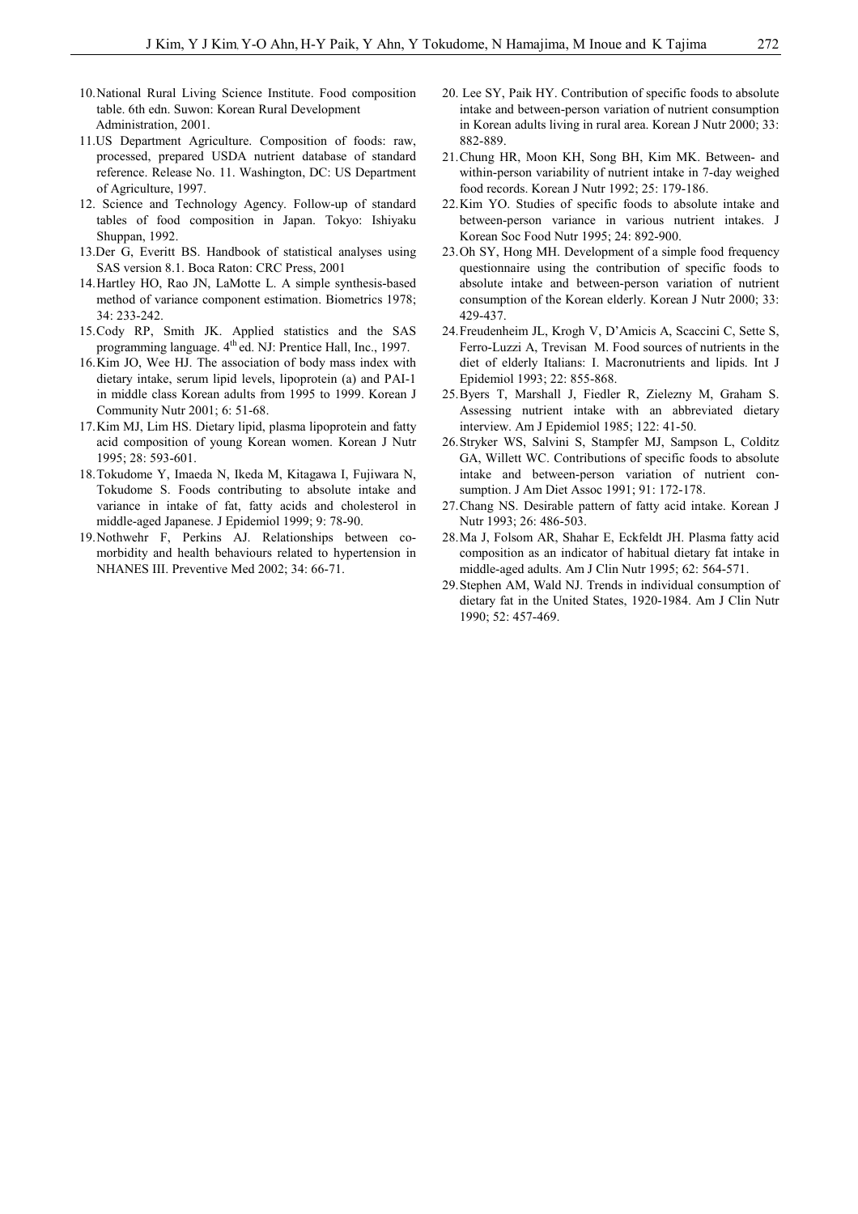10. National Rural Living Science Institute. Food composition table. 6th edn. Suwon: Korean Rural Development Administration, 2001.
11. US Department Agriculture. Composition of foods: raw, processed, prepared USDA nutrient database of standard reference. Release No. 11. Washington, DC: US Department of Agriculture, 1997.
12. Science and Technology Agency. Follow-up of standard tables of food composition in Japan. Tokyo: Ishiyaku Shuppan, 1992.
13. Der G, Everitt BS. Handbook of statistical analyses using SAS version 8.1. Boca Raton: CRC Press, 2001
14. Hartley HO, Rao JN, LaMotte L. A simple synthesis-based method of variance component estimation. Biometrics 1978; 34: 233-242.
15. Cody RP, Smith JK. Applied statistics and the SAS programming language. 4th ed. NJ: Prentice Hall, Inc., 1997.
16. Kim JO, Wee HJ. The association of body mass index with dietary intake, serum lipid levels, lipoprotein (a) and PAI-1 in middle class Korean adults from 1995 to 1999. Korean J Community Nutr 2001; 6: 51-68.
17. Kim MJ, Lim HS. Dietary lipid, plasma lipoprotein and fatty acid composition of young Korean women. Korean J Nutr 1995; 28: 593-601.
18. Tokudome Y, Imaeda N, Ikeda M, Kitagawa I, Fujiwara N, Tokudome S. Foods contributing to absolute intake and variance in intake of fat, fatty acids and cholesterol in middle-aged Japanese. J Epidemiol 1999; 9: 78-90.
19. Nothwehr F, Perkins AJ. Relationships between co-morbidity and health behaviours related to hypertension in NHANES III. Preventive Med 2002; 34: 66-71.
20. Lee SY, Paik HY. Contribution of specific foods to absolute intake and between-person variation of nutrient consumption in Korean adults living in rural area. Korean J Nutr 2000; 33: 882-889.
21. Chung HR, Moon KH, Song BH, Kim MK. Between- and within-person variability of nutrient intake in 7-day weighed food records. Korean J Nutr 1992; 25: 179-186.
22. Kim YO. Studies of specific foods to absolute intake and between-person variance in various nutrient intakes. J Korean Soc Food Nutr 1995; 24: 892-900.
23. Oh SY, Hong MH. Development of a simple food frequency questionnaire using the contribution of specific foods to absolute intake and between-person variation of nutrient consumption of the Korean elderly. Korean J Nutr 2000; 33: 429-437.
24. Freudenheim JL, Krogh V, D'Amicis A, Scaccini C, Sette S, Ferro-Luzzi A, Trevisan M. Food sources of nutrients in the diet of elderly Italians: I. Macronutrients and lipids. Int J Epidemiol 1993; 22: 855-868.
25. Byers T, Marshall J, Fiedler R, Zielezny M, Graham S. Assessing nutrient intake with an abbreviated dietary interview. Am J Epidemiol 1985; 122: 41-50.
26. Stryker WS, Salvini S, Stampfer MJ, Sampson L, Colditz GA, Willett WC. Contributions of specific foods to absolute intake and between-person variation of nutrient consumption. J Am Diet Assoc 1991; 91: 172-178.
27. Chang NS. Desirable pattern of fatty acid intake. Korean J Nutr 1993; 26: 486-503.
28. Ma J, Folsom AR, Shahar E, Eckfeldt JH. Plasma fatty acid composition as an indicator of habitual dietary fat intake in middle-aged adults. Am J Clin Nutr 1995; 62: 564-571.
29. Stephen AM, Wald NJ. Trends in individual consumption of dietary fat in the United States, 1920-1984. Am J Clin Nutr 1990; 52: 457-469.